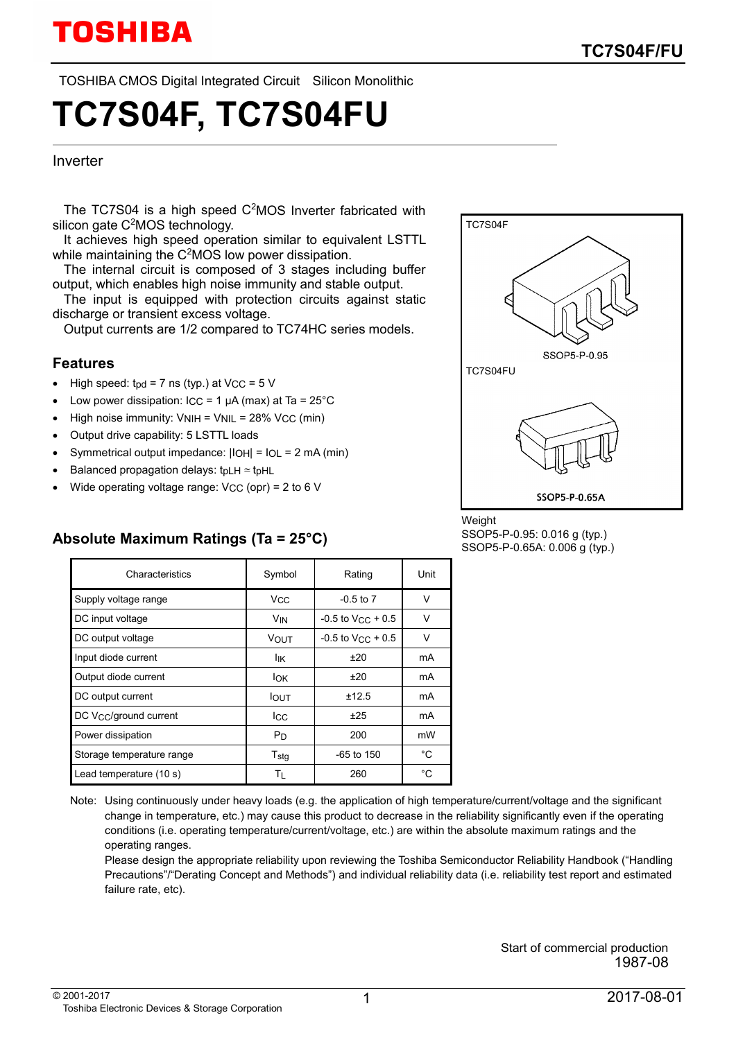TOSHIBA CMOS Digital Integrated Circuit Silicon Monolithic

# TC7S04F, TC7S04FU

Inverter

The TC7S04 is a high speed $C^2$MOS Inverter fabricated with silicon gate $C^2$MOS technology.

It achieves high speed operation similar to equivalent LSTTL while maintaining the $C^2$MOS low power dissipation.

The internal circuit is composed of 3 stages including buffer output, which enables high noise immunity and stable output.

The input is equipped with protection circuits against static discharge or transient excess voltage.

Output currents are 1/2 compared to TC74HC series models.

TC7S04F

SSOP5-P-0.95

TC7S04FU

SSOP5-P-0.65A

Weight
SSOP5-P-0.95: 0.016 g (typ.)
SSOP5-P-0.65A: 0.006 g (typ.)

## Features

- High speed: $t_{pd}$ = 7 ns (typ.) at $V_{CC}$ = 5 V
- Low power dissipation: $I_{CC}$ = 1 μA (max) at Ta = 25°C
- High noise immunity: $V_{NIH}$ = $V_{NIL}$ = 28% $V_{CC}$ (min)
- Output drive capability: 5 LSTTL loads
- Symmetrical output impedance: $|I_{OH}|$ = $I_{OL}$ = 2 mA (min)
- Balanced propagation delays: $t_{pLH} \simeq t_{pHL}$
- Wide operating voltage range: $V_{CC}$ (opr) = 2 to 6 V

## Absolute Maximum Ratings (Ta = 25°C)

| Characteristics | Symbol | Rating | Unit |
|---|---|---|---|
| Supply voltage range | $V_{CC}$ | -0.5 to 7 | V |
| DC input voltage | $V_{IN}$ | -0.5 to $V_{CC}$ + 0.5 | V |
| DC output voltage | $V_{OUT}$ | -0.5 to $V_{CC}$ + 0.5 | V |
| Input diode current | $I_{IK}$ | ±20 | mA |
| Output diode current | $I_{OK}$ | ±20 | mA |
| DC output current | $I_{OUT}$ | ±12.5 | mA |
| DC $V_{CC}$/ground current | $I_{CC}$ | ±25 | mA |
| Power dissipation | $P_D$ | 200 | mW |
| Storage temperature range | $T_{stg}$ | -65 to 150 | °C |
| Lead temperature (10 s) | $T_L$ | 260 | °C |

Note: Using continuously under heavy loads (e.g. the application of high temperature/current/voltage and the significant change in temperature, etc.) may cause this product to decrease in the reliability significantly even if the operating conditions (i.e. operating temperature/current/voltage, etc.) are within the absolute maximum ratings and the operating ranges.
Please design the appropriate reliability upon reviewing the Toshiba Semiconductor Reliability Handbook ("Handling Precautions"/"Derating Concept and Methods") and individual reliability data (i.e. reliability test report and estimated failure rate, etc).

Start of commercial production
1987-08

© 2001-2017
Toshiba Electronic Devices & Storage Corporation

2017-08-01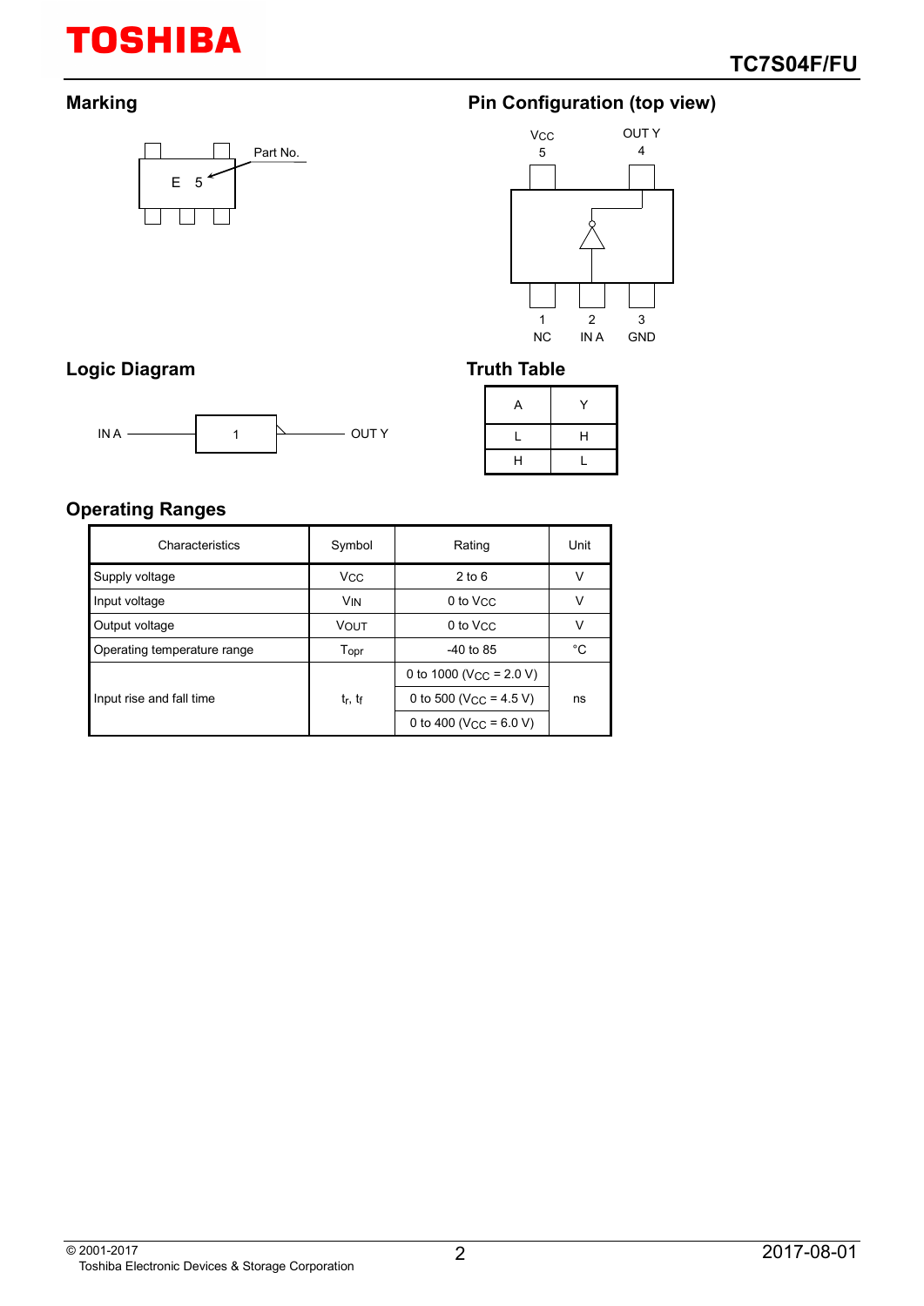## Marking

E 5

Part No.

## Pin Configuration (top view)

| Pin | Name |
| --- | --- |
| 1 | NC |
| 2 | IN A |
| 3 | GND |
| 4 | OUT Y |
| 5 | $V_{CC}$ |

## Logic Diagram

IN A — 1 — OUT Y

## Truth Table

| A | Y |
| --- | --- |
| L | H |
| H | L |

## Operating Ranges

| Characteristics | Symbol | Rating | Unit |
| --- | --- | --- | --- |
| Supply voltage | $V_{CC}$ | 2 to 6 | V |
| Input voltage | $V_{IN}$ | 0 to $V_{CC}$ | V |
| Output voltage | $V_{OUT}$ | 0 to $V_{CC}$ | V |
| Operating temperature range | $T_{opr}$ | -40 to 85 | °C |
| Input rise and fall time | $t_r$, $t_f$ | 0 to 1000 ($V_{CC}$ = 2.0 V) | ns |
| | | 0 to 500 ($V_{CC}$ = 4.5 V) | |
| | | 0 to 400 ($V_{CC}$ = 6.0 V) | |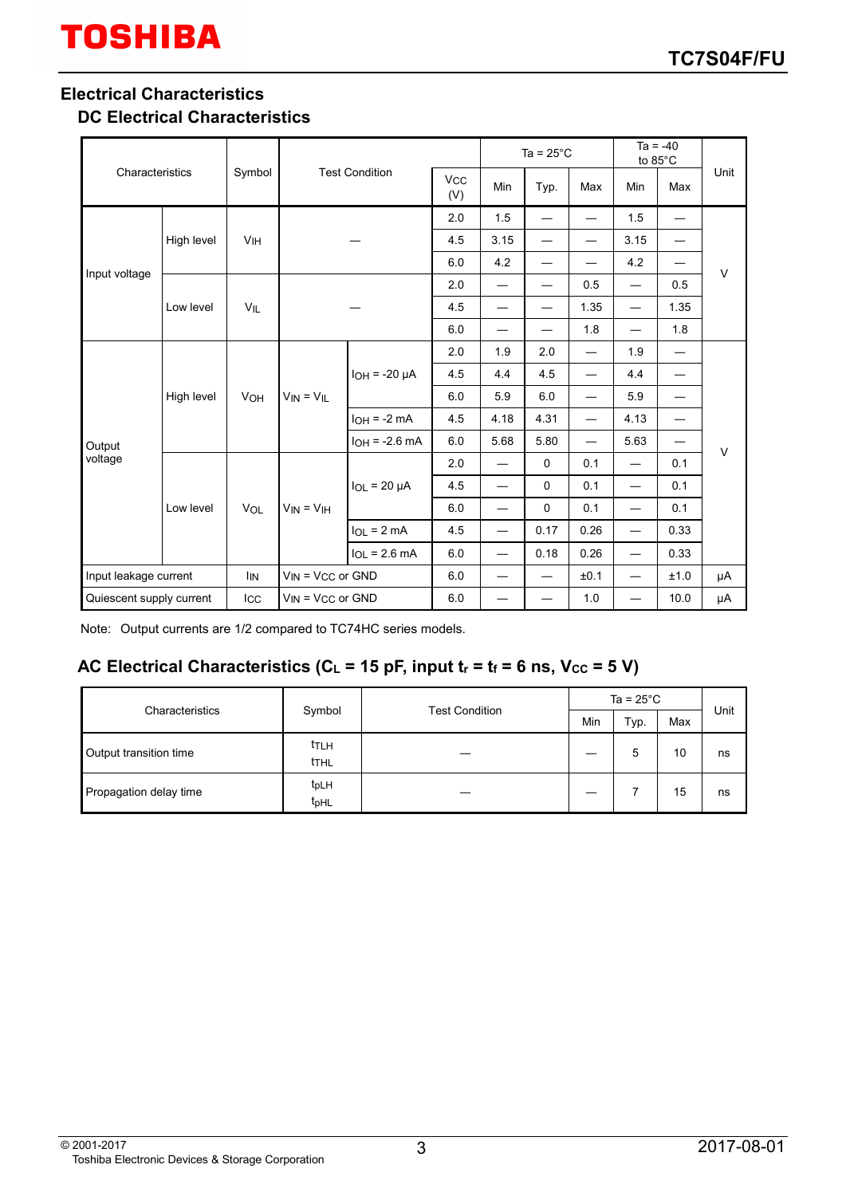# Electrical Characteristics

## DC Electrical Characteristics

| Characteristics | | Symbol | Test Condition | | $V_{CC}$ (V) | Ta = 25°C | | | Ta = -40 to 85°C | | Unit |
|---|---|---|---|---|---|---|---|---|---|---|---|
| | | | | | | Min | Typ. | Max | Min | Max | |
| Input voltage | High level | $V_{IH}$ | — | | 2.0 | 1.5 | — | — | 1.5 | — | V |
| | | | | | 4.5 | 3.15 | — | — | 3.15 | — | |
| | | | | | 6.0 | 4.2 | — | — | 4.2 | — | |
| | Low level | $V_{IL}$ | — | | 2.0 | — | — | 0.5 | — | 0.5 | |
| | | | | | 4.5 | — | — | 1.35 | — | 1.35 | |
| | | | | | 6.0 | — | — | 1.8 | — | 1.8 | |
| Output voltage | High level | $V_{OH}$ | $V_{IN} = V_{IL}$ | $I_{OH}$ = -20 μA | 2.0 | 1.9 | 2.0 | — | 1.9 | — | V |
| | | | | | 4.5 | 4.4 | 4.5 | — | 4.4 | — | |
| | | | | | 6.0 | 5.9 | 6.0 | — | 5.9 | — | |
| | | | | $I_{OH}$ = -2 mA | 4.5 | 4.18 | 4.31 | — | 4.13 | — | |
| | | | | $I_{OH}$ = -2.6 mA | 6.0 | 5.68 | 5.80 | — | 5.63 | — | |
| | Low level | $V_{OL}$ | $V_{IN} = V_{IH}$ | $I_{OL}$ = 20 μA | 2.0 | — | 0 | 0.1 | — | 0.1 | |
| | | | | | 4.5 | — | 0 | 0.1 | — | 0.1 | |
| | | | | | 6.0 | — | 0 | 0.1 | — | 0.1 | |
| | | | | $I_{OL}$ = 2 mA | 4.5 | — | 0.17 | 0.26 | — | 0.33 | |
| | | | | $I_{OL}$ = 2.6 mA | 6.0 | — | 0.18 | 0.26 | — | 0.33 | |
| Input leakage current | | $I_{IN}$ | $V_{IN} = V_{CC}$ or GND | | 6.0 | — | — | ±0.1 | — | ±1.0 | μA |
| Quiescent supply current | | $I_{CC}$ | $V_{IN} = V_{CC}$ or GND | | 6.0 | — | — | 1.0 | — | 10.0 | μA |

Note: Output currents are 1/2 compared to TC74HC series models.

## AC Electrical Characteristics ($C_L$ = 15 pF, input $t_r = t_f$ = 6 ns, $V_{CC}$ = 5 V)

| Characteristics | Symbol | Test Condition | Ta = 25°C | | | Unit |
|---|---|---|---|---|---|---|
| | | | Min | Typ. | Max | |
| Output transition time | $t_{TLH}$<br>$t_{THL}$ | — | — | 5 | 10 | ns |
| Propagation delay time | $t_{pLH}$<br>$t_{pHL}$ | — | — | 7 | 15 | ns |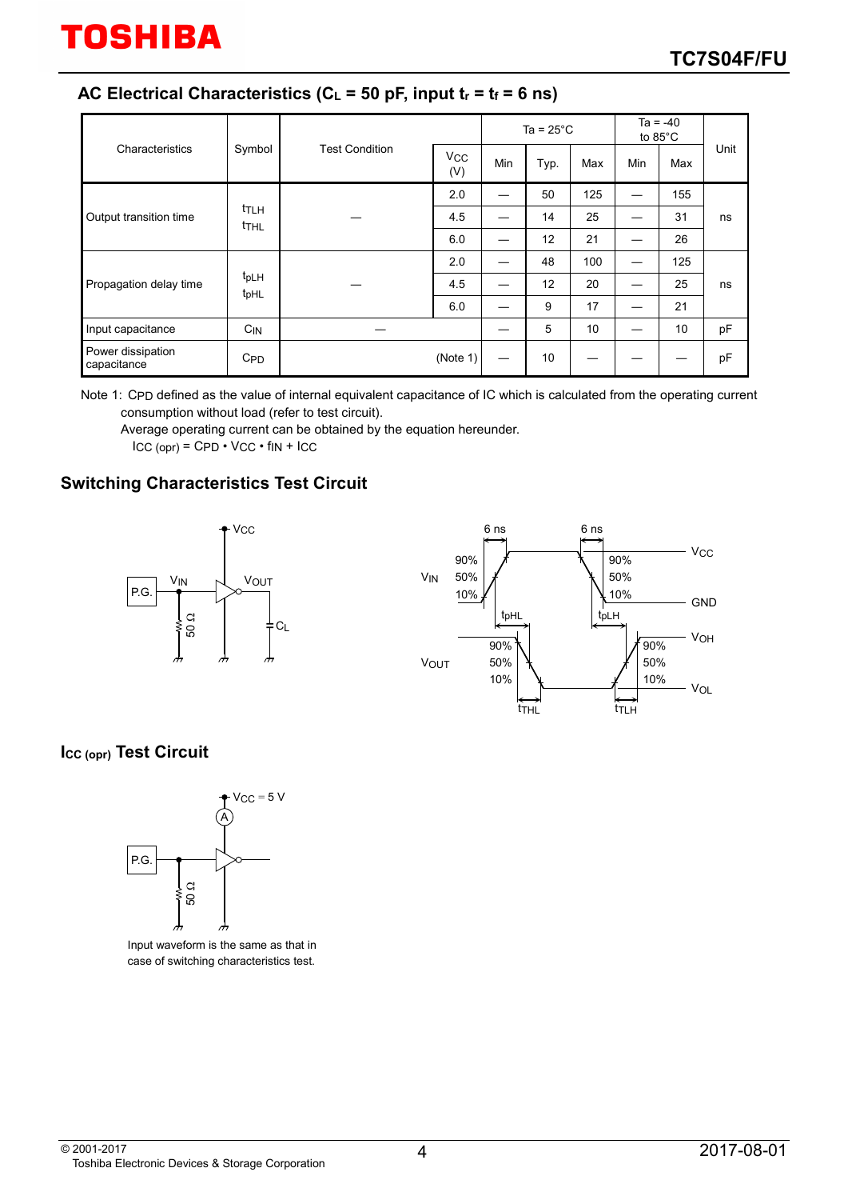## AC Electrical Characteristics ($C_L$ = 50 pF, input $t_r$ = $t_f$ = 6 ns)

| Characteristics | Symbol | Test Condition | $V_{CC}$ (V) | Ta = 25°C Min | Ta = 25°C Typ. | Ta = 25°C Max | Ta = -40 to 85°C Min | Ta = -40 to 85°C Max | Unit |
|---|---|---|---|---|---|---|---|---|---|
| Output transition time | $t_{TLH}$ $t_{THL}$ | — | 2.0 | — | 50 | 125 | — | 155 | ns |
| | | | 4.5 | — | 14 | 25 | — | 31 | |
| | | | 6.0 | — | 12 | 21 | — | 26 | |
| Propagation delay time | $t_{pLH}$ $t_{pHL}$ | — | 2.0 | — | 48 | 100 | — | 125 | ns |
| | | | 4.5 | — | 12 | 20 | — | 25 | |
| | | | 6.0 | — | 9 | 17 | — | 21 | |
| Input capacitance | $C_{IN}$ | — | | — | 5 | 10 | — | 10 | pF |
| Power dissipation capacitance | $C_{PD}$ | (Note 1) | | — | 10 | — | — | — | pF |

Note 1: $C_{PD}$ defined as the value of internal equivalent capacitance of IC which is calculated from the operating current consumption without load (refer to test circuit).
Average operating current can be obtained by the equation hereunder.

$I_{CC\ (opr)} = C_{PD} \cdot V_{CC} \cdot f_{IN} + I_{CC}$

## Switching Characteristics Test Circuit

## $I_{CC\ (opr)}$ Test Circuit

Input waveform is the same as that in case of switching characteristics test.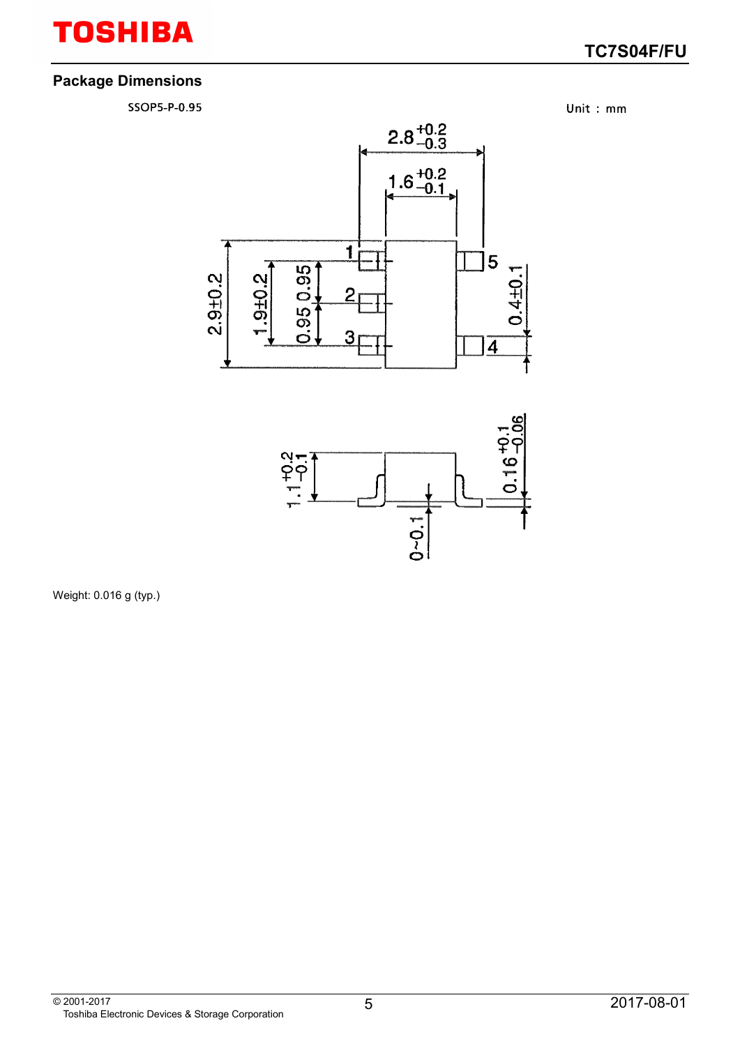## Package Dimensions

SSOP5-P-0.95

Unit : mm

Weight: 0.016 g (typ.)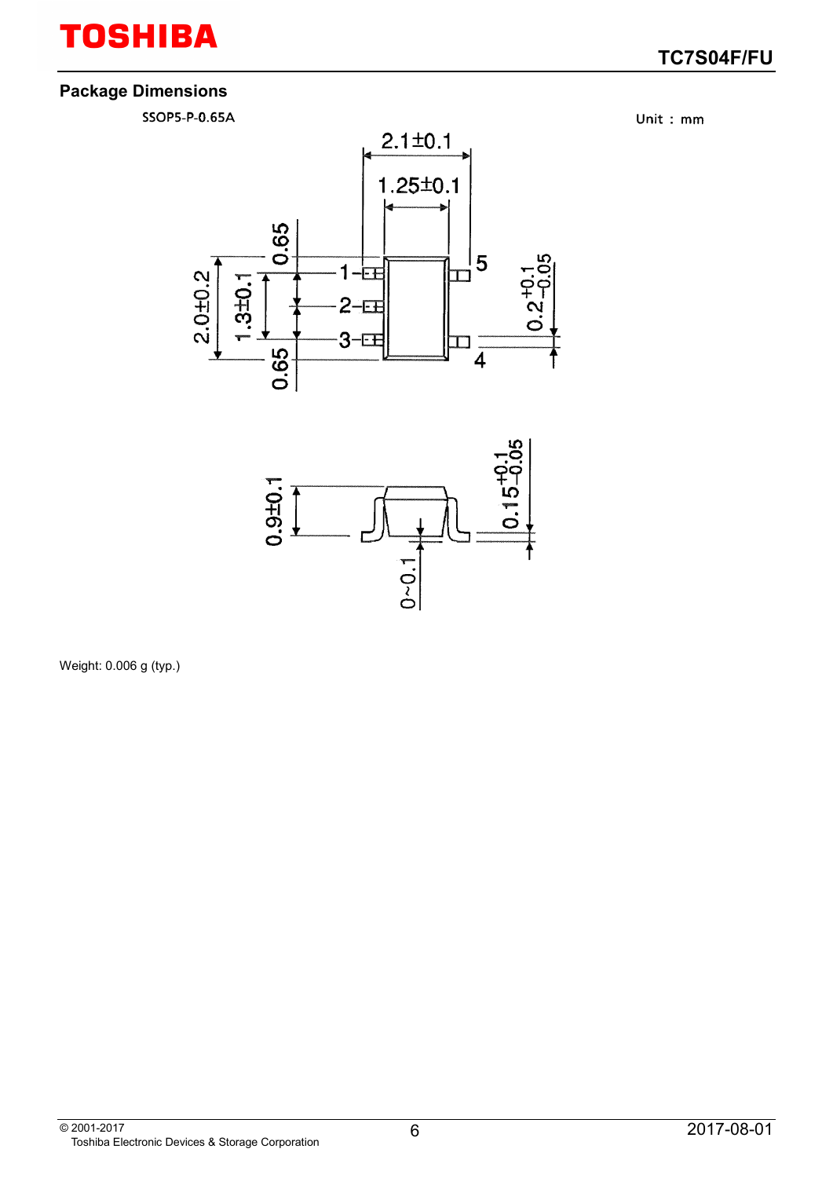## Package Dimensions

SSOP5-P-0.65A

Unit : mm

Weight: 0.006 g (typ.)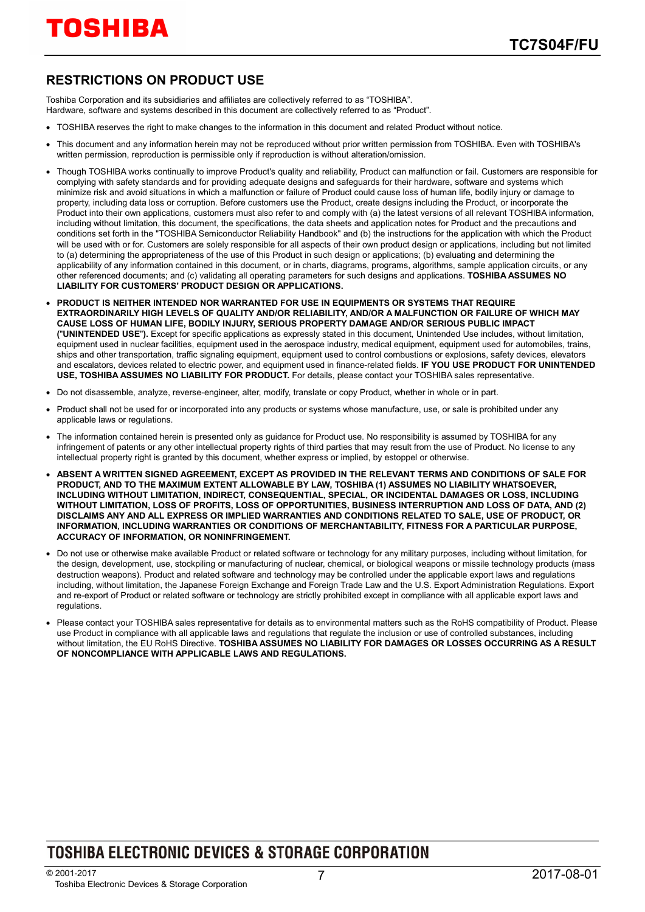## RESTRICTIONS ON PRODUCT USE

Toshiba Corporation and its subsidiaries and affiliates are collectively referred to as “TOSHIBA”.
Hardware, software and systems described in this document are collectively referred to as “Product”.

- TOSHIBA reserves the right to make changes to the information in this document and related Product without notice.
- This document and any information herein may not be reproduced without prior written permission from TOSHIBA. Even with TOSHIBA's written permission, reproduction is permissible only if reproduction is without alteration/omission.
- Though TOSHIBA works continually to improve Product's quality and reliability, Product can malfunction or fail. Customers are responsible for complying with safety standards and for providing adequate designs and safeguards for their hardware, software and systems which minimize risk and avoid situations in which a malfunction or failure of Product could cause loss of human life, bodily injury or damage to property, including data loss or corruption. Before customers use the Product, create designs including the Product, or incorporate the Product into their own applications, customers must also refer to and comply with (a) the latest versions of all relevant TOSHIBA information, including without limitation, this document, the specifications, the data sheets and application notes for Product and the precautions and conditions set forth in the "TOSHIBA Semiconductor Reliability Handbook" and (b) the instructions for the application with which the Product will be used with or for. Customers are solely responsible for all aspects of their own product design or applications, including but not limited to (a) determining the appropriateness of the use of this Product in such design or applications; (b) evaluating and determining the applicability of any information contained in this document, or in charts, diagrams, programs, algorithms, sample application circuits, or any other referenced documents; and (c) validating all operating parameters for such designs and applications. **TOSHIBA ASSUMES NO LIABILITY FOR CUSTOMERS' PRODUCT DESIGN OR APPLICATIONS.**
- **PRODUCT IS NEITHER INTENDED NOR WARRANTED FOR USE IN EQUIPMENTS OR SYSTEMS THAT REQUIRE EXTRAORDINARILY HIGH LEVELS OF QUALITY AND/OR RELIABILITY, AND/OR A MALFUNCTION OR FAILURE OF WHICH MAY CAUSE LOSS OF HUMAN LIFE, BODILY INJURY, SERIOUS PROPERTY DAMAGE AND/OR SERIOUS PUBLIC IMPACT ("UNINTENDED USE").** Except for specific applications as expressly stated in this document, Unintended Use includes, without limitation, equipment used in nuclear facilities, equipment used in the aerospace industry, medical equipment, equipment used for automobiles, trains, ships and other transportation, traffic signaling equipment, equipment used to control combustions or explosions, safety devices, elevators and escalators, devices related to electric power, and equipment used in finance-related fields. **IF YOU USE PRODUCT FOR UNINTENDED USE, TOSHIBA ASSUMES NO LIABILITY FOR PRODUCT.** For details, please contact your TOSHIBA sales representative.
- Do not disassemble, analyze, reverse-engineer, alter, modify, translate or copy Product, whether in whole or in part.
- Product shall not be used for or incorporated into any products or systems whose manufacture, use, or sale is prohibited under any applicable laws or regulations.
- The information contained herein is presented only as guidance for Product use. No responsibility is assumed by TOSHIBA for any infringement of patents or any other intellectual property rights of third parties that may result from the use of Product. No license to any intellectual property right is granted by this document, whether express or implied, by estoppel or otherwise.
- **ABSENT A WRITTEN SIGNED AGREEMENT, EXCEPT AS PROVIDED IN THE RELEVANT TERMS AND CONDITIONS OF SALE FOR PRODUCT, AND TO THE MAXIMUM EXTENT ALLOWABLE BY LAW, TOSHIBA (1) ASSUMES NO LIABILITY WHATSOEVER, INCLUDING WITHOUT LIMITATION, INDIRECT, CONSEQUENTIAL, SPECIAL, OR INCIDENTAL DAMAGES OR LOSS, INCLUDING WITHOUT LIMITATION, LOSS OF PROFITS, LOSS OF OPPORTUNITIES, BUSINESS INTERRUPTION AND LOSS OF DATA, AND (2) DISCLAIMS ANY AND ALL EXPRESS OR IMPLIED WARRANTIES AND CONDITIONS RELATED TO SALE, USE OF PRODUCT, OR INFORMATION, INCLUDING WARRANTIES OR CONDITIONS OF MERCHANTABILITY, FITNESS FOR A PARTICULAR PURPOSE, ACCURACY OF INFORMATION, OR NONINFRINGEMENT.**
- Do not use or otherwise make available Product or related software or technology for any military purposes, including without limitation, for the design, development, use, stockpiling or manufacturing of nuclear, chemical, or biological weapons or missile technology products (mass destruction weapons). Product and related software and technology may be controlled under the applicable export laws and regulations including, without limitation, the Japanese Foreign Exchange and Foreign Trade Law and the U.S. Export Administration Regulations. Export and re-export of Product or related software or technology are strictly prohibited except in compliance with all applicable export laws and regulations.
- Please contact your TOSHIBA sales representative for details as to environmental matters such as the RoHS compatibility of Product. Please use Product in compliance with all applicable laws and regulations that regulate the inclusion or use of controlled substances, including without limitation, the EU RoHS Directive. **TOSHIBA ASSUMES NO LIABILITY FOR DAMAGES OR LOSSES OCCURRING AS A RESULT OF NONCOMPLIANCE WITH APPLICABLE LAWS AND REGULATIONS.**

**TOSHIBA ELECTRONIC DEVICES & STORAGE CORPORATION**